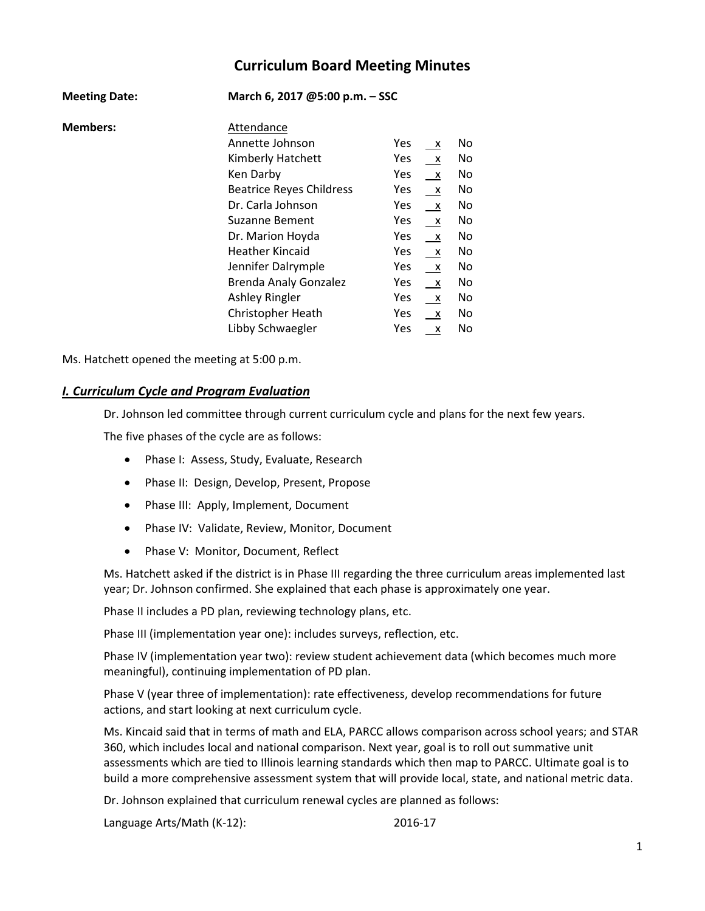# Curriculum Board Meeting Minutes

**Meeting Date:** **March 6, 2017 @5:00 p.m. – SSC**

**Members:**

| Attendance | | | |
|---|---|---|---|
| Annette Johnson | Yes | x | No |
| Kimberly Hatchett | Yes | x | No |
| Ken Darby | Yes | x | No |
| Beatrice Reyes Childress | Yes | x | No |
| Dr. Carla Johnson | Yes | x | No |
| Suzanne Bement | Yes | x | No |
| Dr. Marion Hoyda | Yes | x | No |
| Heather Kincaid | Yes | x | No |
| Jennifer Dalrymple | Yes | x | No |
| Brenda Analy Gonzalez | Yes | x | No |
| Ashley Ringler | Yes | x | No |
| Christopher Heath | Yes | x | No |
| Libby Schwaegler | Yes | x | No |

Ms. Hatchett opened the meeting at 5:00 p.m.

## ***I. Curriculum Cycle and Program Evaluation***

Dr. Johnson led committee through current curriculum cycle and plans for the next few years.

The five phases of the cycle are as follows:

- Phase I: Assess, Study, Evaluate, Research
- Phase II: Design, Develop, Present, Propose
- Phase III: Apply, Implement, Document
- Phase IV: Validate, Review, Monitor, Document
- Phase V: Monitor, Document, Reflect

Ms. Hatchett asked if the district is in Phase III regarding the three curriculum areas implemented last year; Dr. Johnson confirmed. She explained that each phase is approximately one year.

Phase II includes a PD plan, reviewing technology plans, etc.

Phase III (implementation year one): includes surveys, reflection, etc.

Phase IV (implementation year two): review student achievement data (which becomes much more meaningful), continuing implementation of PD plan.

Phase V (year three of implementation): rate effectiveness, develop recommendations for future actions, and start looking at next curriculum cycle.

Ms. Kincaid said that in terms of math and ELA, PARCC allows comparison across school years; and STAR 360, which includes local and national comparison. Next year, goal is to roll out summative unit assessments which are tied to Illinois learning standards which then map to PARCC. Ultimate goal is to build a more comprehensive assessment system that will provide local, state, and national metric data.

Dr. Johnson explained that curriculum renewal cycles are planned as follows:

Language Arts/Math (K-12): 2016-17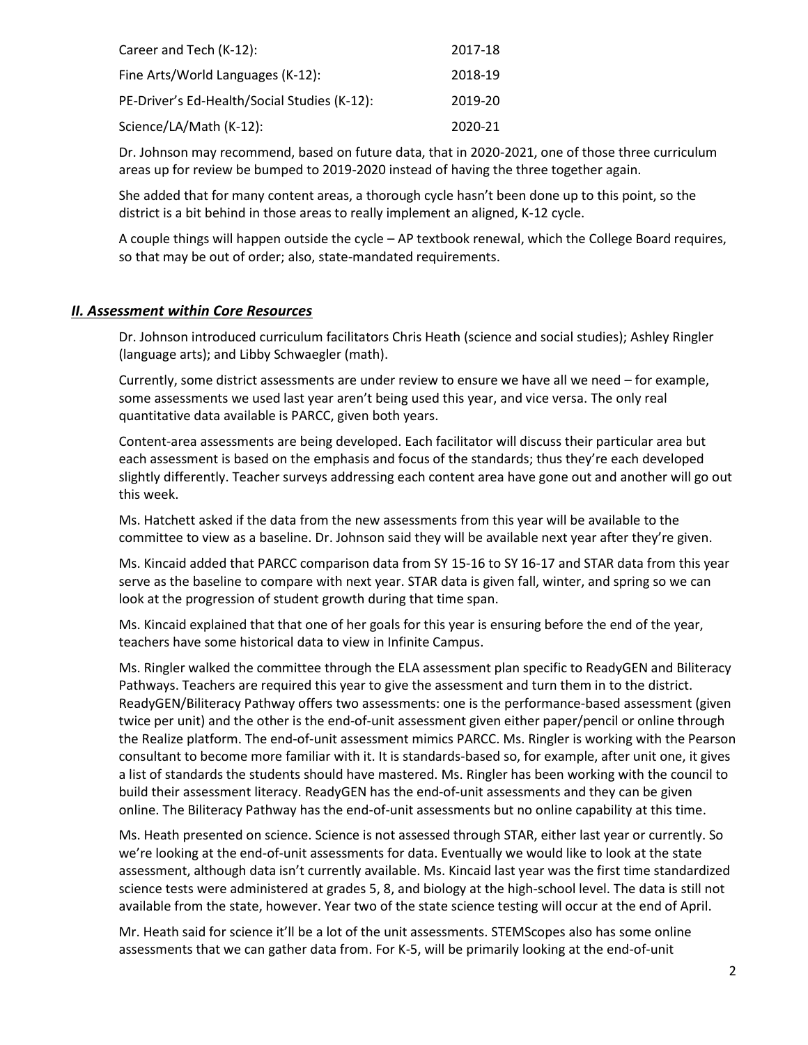| | |
|---|---|
| Career and Tech (K-12): | 2017-18 |
| Fine Arts/World Languages (K-12): | 2018-19 |
| PE-Driver's Ed-Health/Social Studies (K-12): | 2019-20 |
| Science/LA/Math (K-12): | 2020-21 |

Dr. Johnson may recommend, based on future data, that in 2020-2021, one of those three curriculum areas up for review be bumped to 2019-2020 instead of having the three together again.

She added that for many content areas, a thorough cycle hasn't been done up to this point, so the district is a bit behind in those areas to really implement an aligned, K-12 cycle.

A couple things will happen outside the cycle – AP textbook renewal, which the College Board requires, so that may be out of order; also, state-mandated requirements.

## ***II. Assessment within Core Resources***

Dr. Johnson introduced curriculum facilitators Chris Heath (science and social studies); Ashley Ringler (language arts); and Libby Schwaegler (math).

Currently, some district assessments are under review to ensure we have all we need – for example, some assessments we used last year aren't being used this year, and vice versa. The only real quantitative data available is PARCC, given both years.

Content-area assessments are being developed. Each facilitator will discuss their particular area but each assessment is based on the emphasis and focus of the standards; thus they're each developed slightly differently. Teacher surveys addressing each content area have gone out and another will go out this week.

Ms. Hatchett asked if the data from the new assessments from this year will be available to the committee to view as a baseline. Dr. Johnson said they will be available next year after they're given.

Ms. Kincaid added that PARCC comparison data from SY 15-16 to SY 16-17 and STAR data from this year serve as the baseline to compare with next year. STAR data is given fall, winter, and spring so we can look at the progression of student growth during that time span.

Ms. Kincaid explained that that one of her goals for this year is ensuring before the end of the year, teachers have some historical data to view in Infinite Campus.

Ms. Ringler walked the committee through the ELA assessment plan specific to ReadyGEN and Biliteracy Pathways. Teachers are required this year to give the assessment and turn them in to the district. ReadyGEN/Biliteracy Pathway offers two assessments: one is the performance-based assessment (given twice per unit) and the other is the end-of-unit assessment given either paper/pencil or online through the Realize platform. The end-of-unit assessment mimics PARCC. Ms. Ringler is working with the Pearson consultant to become more familiar with it. It is standards-based so, for example, after unit one, it gives a list of standards the students should have mastered. Ms. Ringler has been working with the council to build their assessment literacy. ReadyGEN has the end-of-unit assessments and they can be given online. The Biliteracy Pathway has the end-of-unit assessments but no online capability at this time.

Ms. Heath presented on science. Science is not assessed through STAR, either last year or currently. So we're looking at the end-of-unit assessments for data. Eventually we would like to look at the state assessment, although data isn't currently available. Ms. Kincaid last year was the first time standardized science tests were administered at grades 5, 8, and biology at the high-school level. The data is still not available from the state, however. Year two of the state science testing will occur at the end of April.

Mr. Heath said for science it'll be a lot of the unit assessments. STEMScopes also has some online assessments that we can gather data from. For K-5, will be primarily looking at the end-of-unit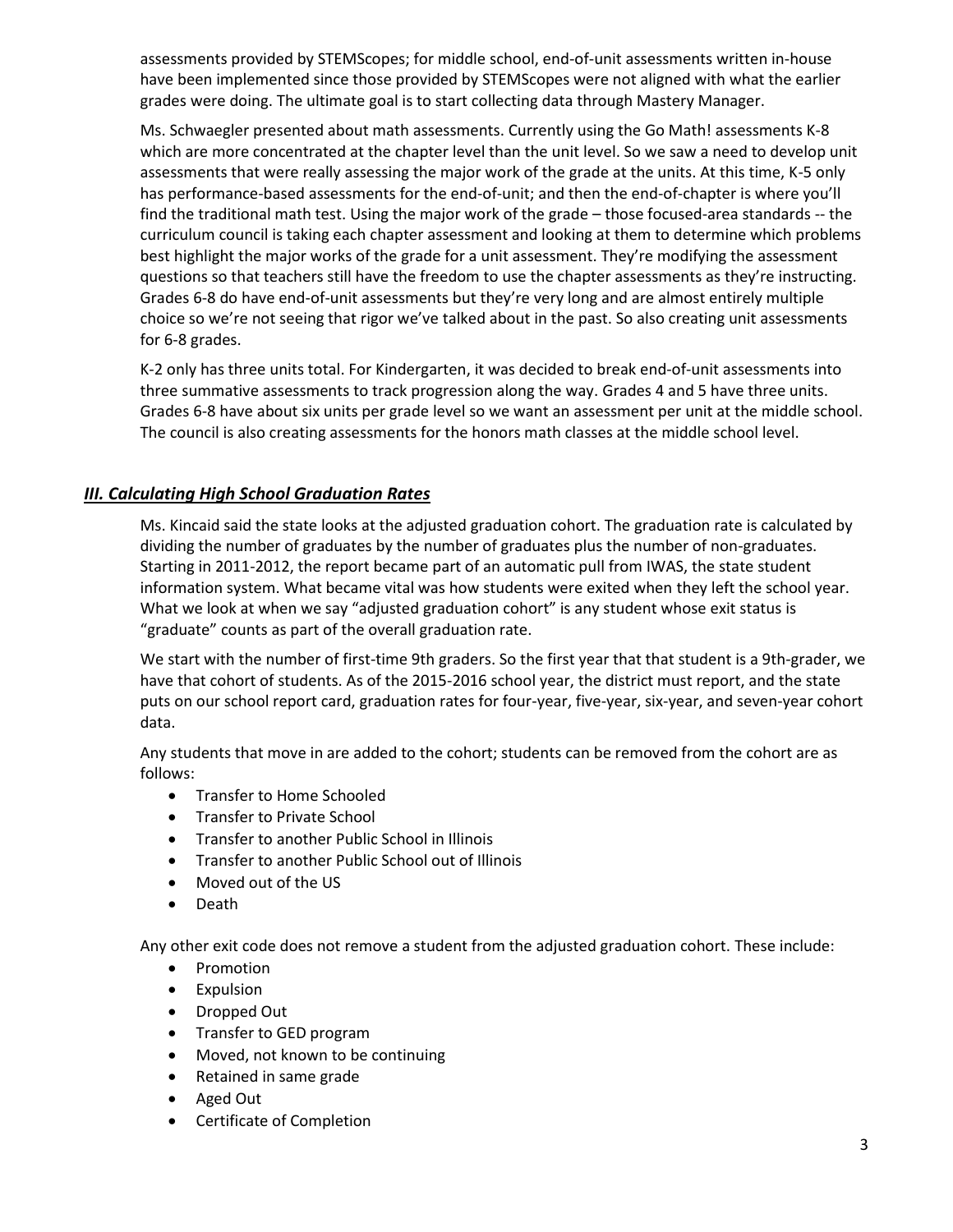assessments provided by STEMScopes; for middle school, end-of-unit assessments written in-house have been implemented since those provided by STEMScopes were not aligned with what the earlier grades were doing. The ultimate goal is to start collecting data through Mastery Manager.

Ms. Schwaegler presented about math assessments. Currently using the Go Math! assessments K-8 which are more concentrated at the chapter level than the unit level. So we saw a need to develop unit assessments that were really assessing the major work of the grade at the units. At this time, K-5 only has performance-based assessments for the end-of-unit; and then the end-of-chapter is where you'll find the traditional math test. Using the major work of the grade – those focused-area standards -- the curriculum council is taking each chapter assessment and looking at them to determine which problems best highlight the major works of the grade for a unit assessment. They're modifying the assessment questions so that teachers still have the freedom to use the chapter assessments as they're instructing. Grades 6-8 do have end-of-unit assessments but they're very long and are almost entirely multiple choice so we're not seeing that rigor we've talked about in the past. So also creating unit assessments for 6-8 grades.

K-2 only has three units total. For Kindergarten, it was decided to break end-of-unit assessments into three summative assessments to track progression along the way. Grades 4 and 5 have three units. Grades 6-8 have about six units per grade level so we want an assessment per unit at the middle school. The council is also creating assessments for the honors math classes at the middle school level.

## ***III. Calculating High School Graduation Rates***

Ms. Kincaid said the state looks at the adjusted graduation cohort. The graduation rate is calculated by dividing the number of graduates by the number of graduates plus the number of non-graduates. Starting in 2011-2012, the report became part of an automatic pull from IWAS, the state student information system. What became vital was how students were exited when they left the school year. What we look at when we say "adjusted graduation cohort" is any student whose exit status is "graduate" counts as part of the overall graduation rate.

We start with the number of first-time 9th graders. So the first year that that student is a 9th-grader, we have that cohort of students. As of the 2015-2016 school year, the district must report, and the state puts on our school report card, graduation rates for four-year, five-year, six-year, and seven-year cohort data.

Any students that move in are added to the cohort; students can be removed from the cohort are as follows:

- Transfer to Home Schooled
- Transfer to Private School
- Transfer to another Public School in Illinois
- Transfer to another Public School out of Illinois
- Moved out of the US
- Death

Any other exit code does not remove a student from the adjusted graduation cohort. These include:

- Promotion
- Expulsion
- Dropped Out
- Transfer to GED program
- Moved, not known to be continuing
- Retained in same grade
- Aged Out
- Certificate of Completion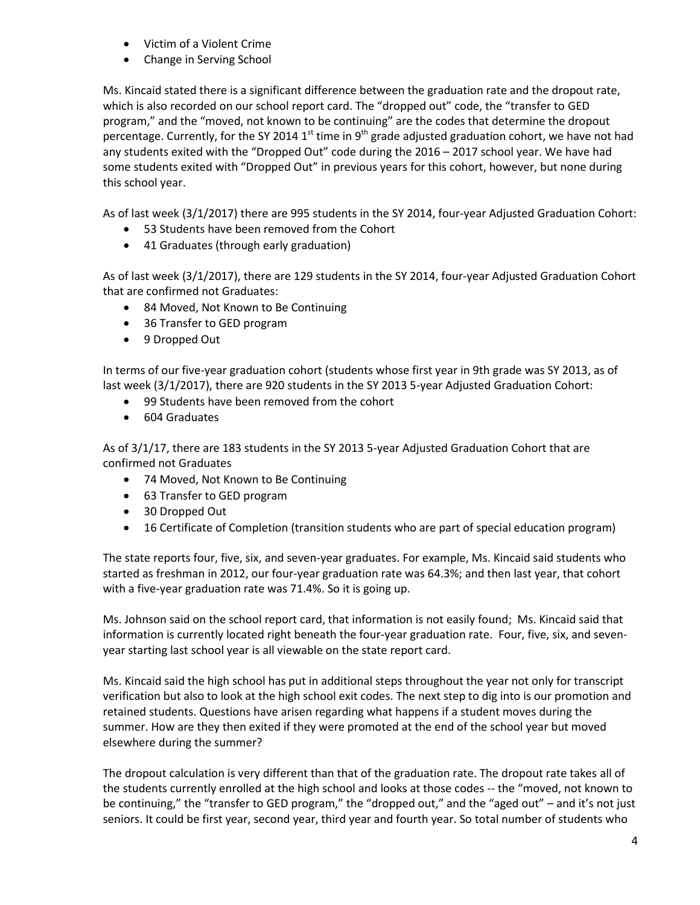- Victim of a Violent Crime
- Change in Serving School

Ms. Kincaid stated there is a significant difference between the graduation rate and the dropout rate, which is also recorded on our school report card. The "dropped out" code, the "transfer to GED program," and the "moved, not known to be continuing" are the codes that determine the dropout percentage. Currently, for the SY 2014 1st time in 9th grade adjusted graduation cohort, we have not had any students exited with the "Dropped Out" code during the 2016 – 2017 school year. We have had some students exited with "Dropped Out" in previous years for this cohort, however, but none during this school year.

As of last week (3/1/2017) there are 995 students in the SY 2014, four-year Adjusted Graduation Cohort:

- 53 Students have been removed from the Cohort
- 41 Graduates (through early graduation)

As of last week (3/1/2017), there are 129 students in the SY 2014, four-year Adjusted Graduation Cohort that are confirmed not Graduates:

- 84 Moved, Not Known to Be Continuing
- 36 Transfer to GED program
- 9 Dropped Out

In terms of our five-year graduation cohort (students whose first year in 9th grade was SY 2013, as of last week (3/1/2017), there are 920 students in the SY 2013 5-year Adjusted Graduation Cohort:

- 99 Students have been removed from the cohort
- 604 Graduates

As of 3/1/17, there are 183 students in the SY 2013 5-year Adjusted Graduation Cohort that are confirmed not Graduates

- 74 Moved, Not Known to Be Continuing
- 63 Transfer to GED program
- 30 Dropped Out
- 16 Certificate of Completion (transition students who are part of special education program)

The state reports four, five, six, and seven-year graduates. For example, Ms. Kincaid said students who started as freshman in 2012, our four-year graduation rate was 64.3%; and then last year, that cohort with a five-year graduation rate was 71.4%. So it is going up.

Ms. Johnson said on the school report card, that information is not easily found; Ms. Kincaid said that information is currently located right beneath the four-year graduation rate. Four, five, six, and seven-year starting last school year is all viewable on the state report card.

Ms. Kincaid said the high school has put in additional steps throughout the year not only for transcript verification but also to look at the high school exit codes. The next step to dig into is our promotion and retained students. Questions have arisen regarding what happens if a student moves during the summer. How are they then exited if they were promoted at the end of the school year but moved elsewhere during the summer?

The dropout calculation is very different than that of the graduation rate. The dropout rate takes all of the students currently enrolled at the high school and looks at those codes -- the "moved, not known to be continuing," the "transfer to GED program," the "dropped out," and the "aged out" – and it's not just seniors. It could be first year, second year, third year and fourth year. So total number of students who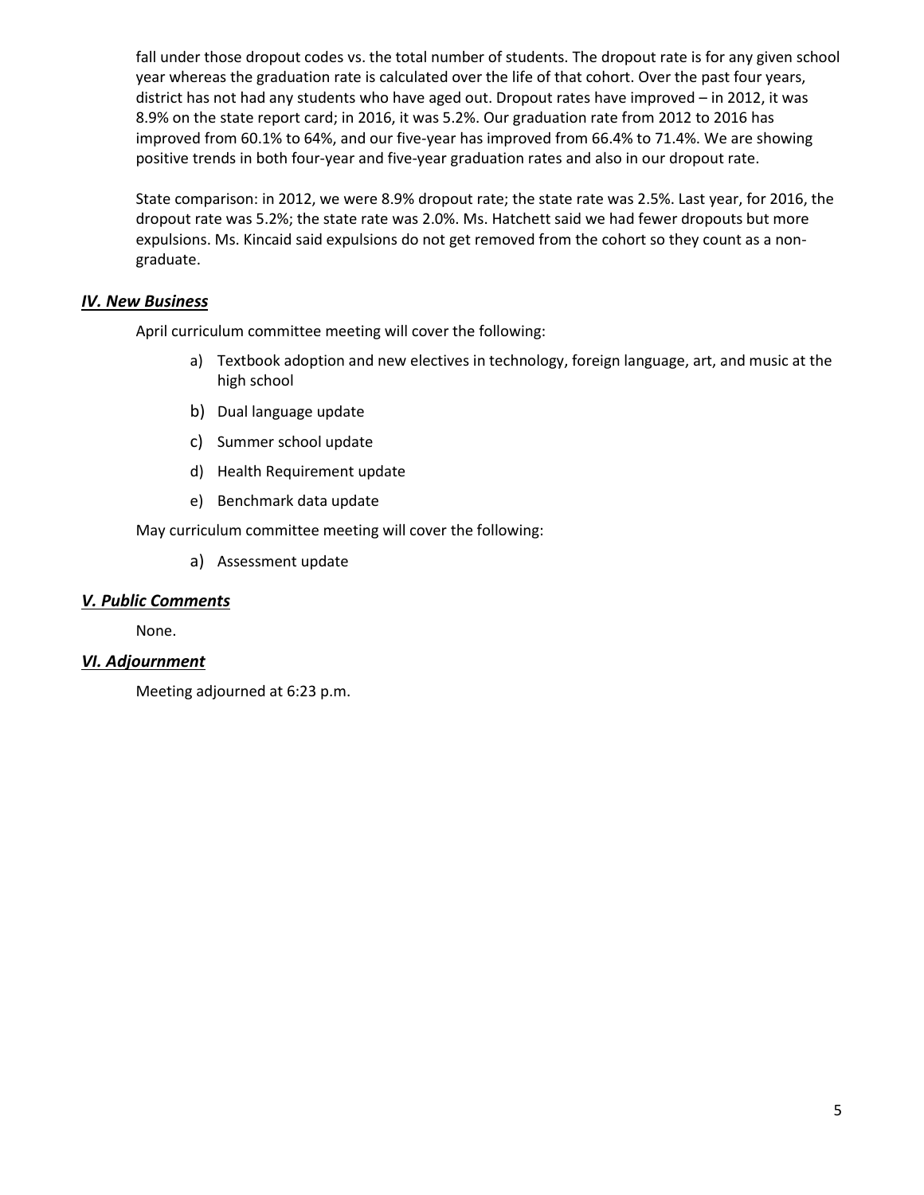fall under those dropout codes vs. the total number of students. The dropout rate is for any given school year whereas the graduation rate is calculated over the life of that cohort. Over the past four years, district has not had any students who have aged out. Dropout rates have improved – in 2012, it was 8.9% on the state report card; in 2016, it was 5.2%. Our graduation rate from 2012 to 2016 has improved from 60.1% to 64%, and our five-year has improved from 66.4% to 71.4%. We are showing positive trends in both four-year and five-year graduation rates and also in our dropout rate.

State comparison: in 2012, we were 8.9% dropout rate; the state rate was 2.5%. Last year, for 2016, the dropout rate was 5.2%; the state rate was 2.0%. Ms. Hatchett said we had fewer dropouts but more expulsions. Ms. Kincaid said expulsions do not get removed from the cohort so they count as a non-graduate.

### ***IV. New Business***

April curriculum committee meeting will cover the following:

a) Textbook adoption and new electives in technology, foreign language, art, and music at the high school

b) Dual language update

c) Summer school update

d) Health Requirement update

e) Benchmark data update

May curriculum committee meeting will cover the following:

a) Assessment update

### ***V. Public Comments***

None.

### ***VI. Adjournment***

Meeting adjourned at 6:23 p.m.